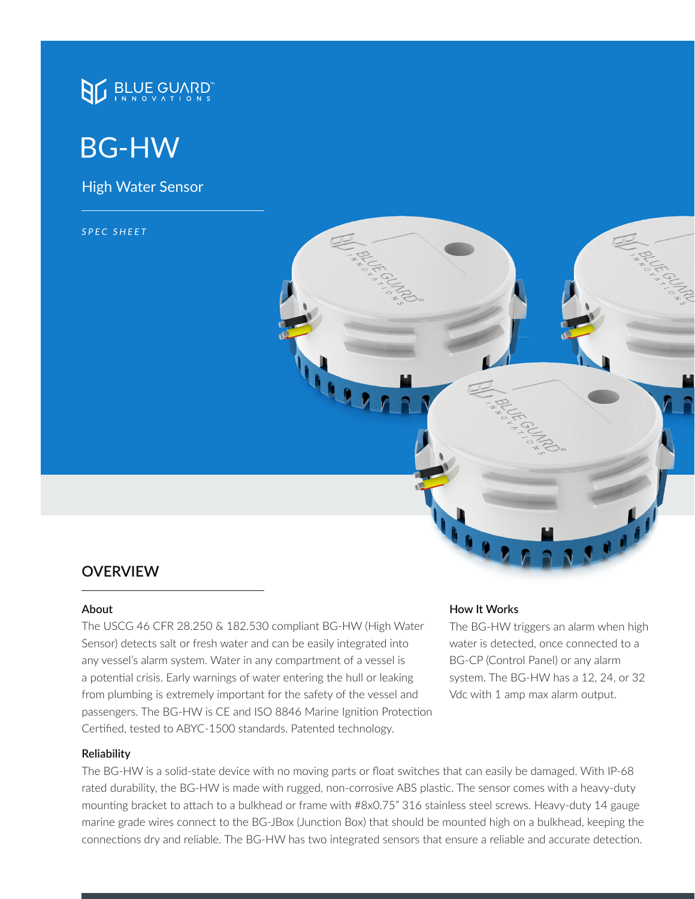BLUE GUARD™ INNOVATIONS

# BG-HW

## High Water Sensor

*SPEC SHEET*

## OVERVIEW

### About

The USCG 46 CFR 28.250 & 182.530 compliant BG-HW (High Water Sensor) detects salt or fresh water and can be easily integrated into any vessel's alarm system. Water in any compartment of a vessel is a potential crisis. Early warnings of water entering the hull or leaking from plumbing is extremely important for the safety of the vessel and passengers. The BG-HW is CE and ISO 8846 Marine Ignition Protection Certified, tested to ABYC-1500 standards. Patented technology.

### How It Works

The BG-HW triggers an alarm when high water is detected, once connected to a BG-CP (Control Panel) or any alarm system. The BG-HW has a 12, 24, or 32 Vdc with 1 amp max alarm output.

### Reliability

The BG-HW is a solid-state device with no moving parts or float switches that can easily be damaged. With IP-68 rated durability, the BG-HW is made with rugged, non-corrosive ABS plastic. The sensor comes with a heavy-duty mounting bracket to attach to a bulkhead or frame with #8x0.75" 316 stainless steel screws. Heavy-duty 14 gauge marine grade wires connect to the BG-JBox (Junction Box) that should be mounted high on a bulkhead, keeping the connections dry and reliable. The BG-HW has two integrated sensors that ensure a reliable and accurate detection.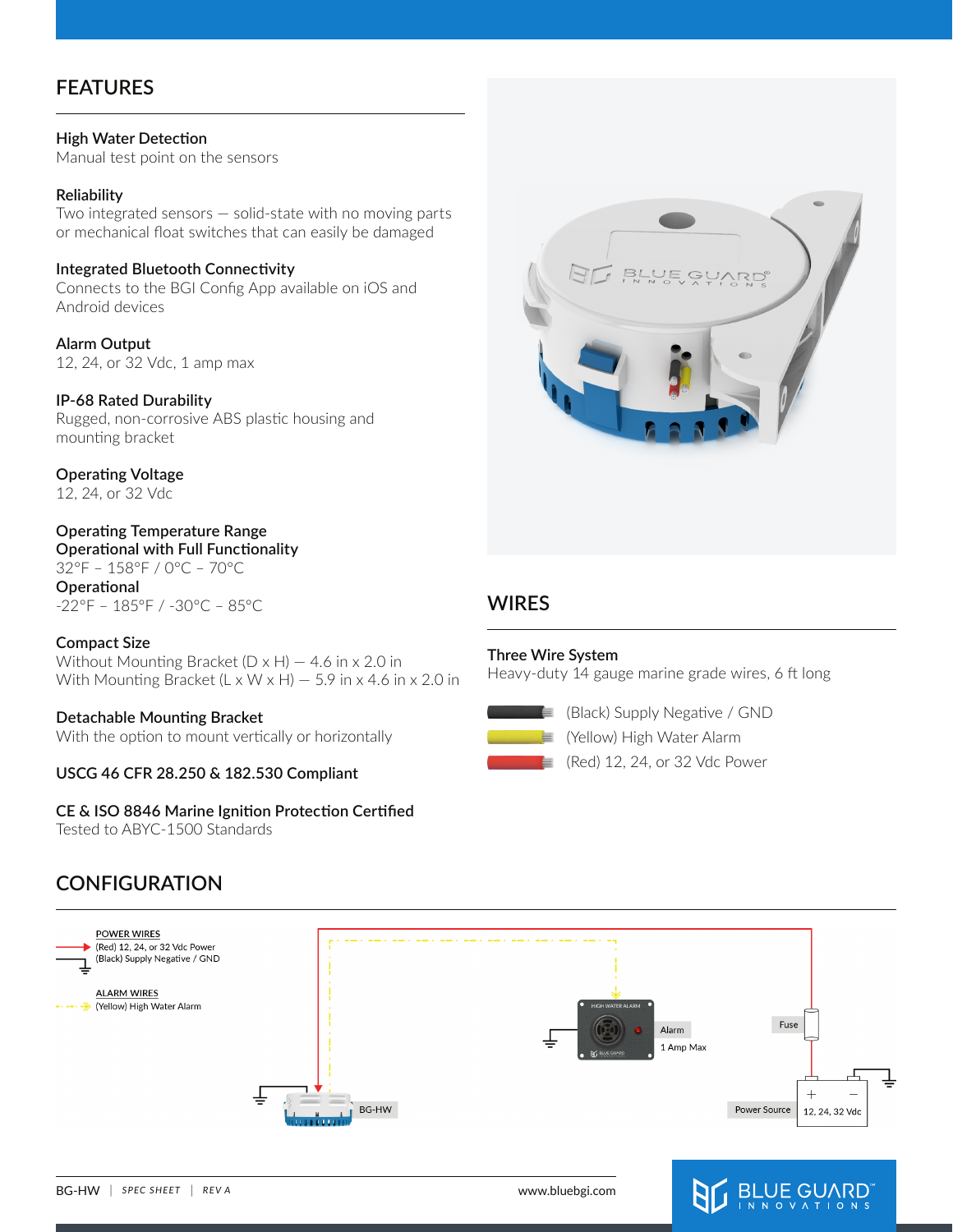## FEATURES

**High Water Detection**
Manual test point on the sensors

**Reliability**
Two integrated sensors — solid-state with no moving parts or mechanical float switches that can easily be damaged

**Integrated Bluetooth Connectivity**
Connects to the BGI Config App available on iOS and Android devices

**Alarm Output**
12, 24, or 32 Vdc, 1 amp max

**IP-68 Rated Durability**
Rugged, non-corrosive ABS plastic housing and mounting bracket

**Operating Voltage**
12, 24, or 32 Vdc

**Operating Temperature Range**
**Operational with Full Functionality**
32°F – 158°F / 0°C – 70°C
**Operational**
-22°F – 185°F / -30°C – 85°C

**Compact Size**
Without Mounting Bracket (D x H) — 4.6 in x 2.0 in
With Mounting Bracket (L x W x H) — 5.9 in x 4.6 in x 2.0 in

**Detachable Mounting Bracket**
With the option to mount vertically or horizontally

**USCG 46 CFR 28.250 & 182.530 Compliant**

**CE & ISO 8846 Marine Ignition Protection Certified**
Tested to ABYC-1500 Standards

## WIRES

**Three Wire System**
Heavy-duty 14 gauge marine grade wires, 6 ft long

- (Black) Supply Negative / GND
- (Yellow) High Water Alarm
- (Red) 12, 24, or 32 Vdc Power

## CONFIGURATION

POWER WIRES
(Red) 12, 24, or 32 Vdc Power
(Black) Supply Negative / GND

ALARM WIRES
(Yellow) High Water Alarm

HIGH WATER ALARM
Alarm
1 Amp Max
Fuse
BG-HW
Power Source
+ −
12, 24, 32 Vdc

BG-HW | SPEC SHEET | REV A
www.bluebgi.com
BLUE GUARD INNOVATIONS